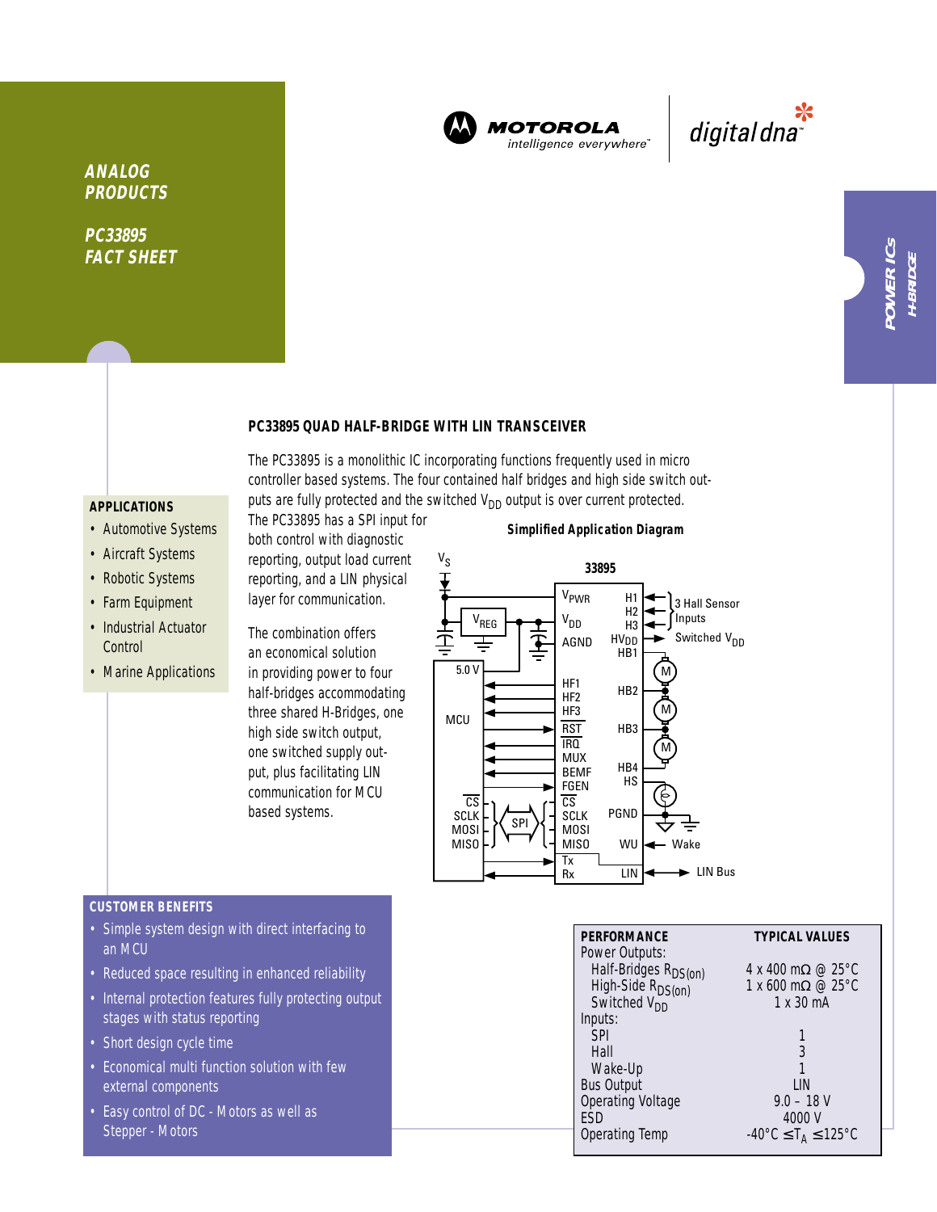MOTOROLA

intelligence everywhere™

digital dna™

ANALOG PRODUCTS

PC33895 FACT SHEET

POWER ICs H-BRIDGE

## PC33895 QUAD HALF-BRIDGE WITH LIN TRANSCEIVER

The PC33895 is a monolithic IC incorporating functions frequently used in micro controller based systems. The four contained half bridges and high side switch outputs are fully protected and the switched $V_{DD}$ output is over current protected. The PC33895 has a SPI input for both control with diagnostic reporting, output load current reporting, and a LIN physical layer for communication.

The combination offers an economical solution in providing power to four half-bridges accommodating three shared H-Bridges, one high side switch output, one switched supply output, plus facilitating LIN communication for MCU based systems.

### APPLICATIONS

- Automotive Systems
- Aircraft Systems
- Robotic Systems
- Farm Equipment
- Industrial Actuator Control
- Marine Applications

**Simplified Application Diagram**

### CUSTOMER BENEFITS

- Simple system design with direct interfacing to an MCU
- Reduced space resulting in enhanced reliability
- Internal protection features fully protecting output stages with status reporting
- Short design cycle time
- Economical multi function solution with few external components
- Easy control of DC - Motors as well as Stepper - Motors

| PERFORMANCE | TYPICAL VALUES |
|---|---|
| Power Outputs: | |
| Half-Bridges $R_{DS(on)}$ | 4 x 400 mΩ @ 25°C |
| High-Side $R_{DS(on)}$ | 1 x 600 mΩ @ 25°C |
| Switched $V_{DD}$ | 1 x 30 mA |
| Inputs: | |
| SPI | 1 |
| Hall | 3 |
| Wake-Up | 1 |
| Bus Output | LIN |
| Operating Voltage | 9.0 – 18 V |
| ESD | 4000 V |
| Operating Temp | $-40°C \leq T_A \leq 125°C$ |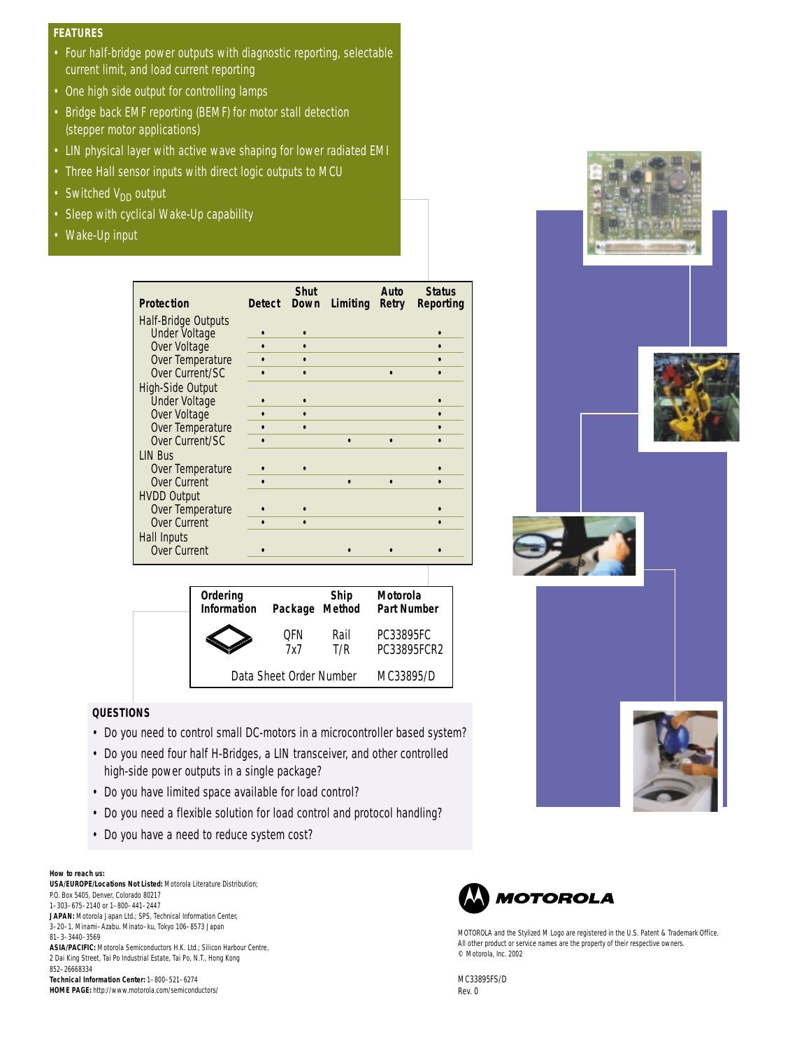## FEATURES

- Four half-bridge power outputs with diagnostic reporting, selectable current limit, and load current reporting
- One high side output for controlling lamps
- Bridge back EMF reporting (BEMF) for motor stall detection (stepper motor applications)
- LIN physical layer with active wave shaping for lower radiated EMI
- Three Hall sensor inputs with direct logic outputs to MCU
- Switched $V_{DD}$ output
- Sleep with cyclical Wake-Up capability
- Wake-Up input

| Protection | Detect | Shut Down | Limiting | Auto Retry | Status Reporting |
|---|---|---|---|---|---|
| **Half-Bridge Outputs** | | | | | |
| Under Voltage | • | • | | | • |
| Over Voltage | • | • | | | • |
| Over Temperature | • | • | | | • |
| Over Current/SC | • | • | | • | • |
| **High-Side Output** | | | | | |
| Under Voltage | • | • | | | • |
| Over Voltage | • | • | | | • |
| Over Temperature | • | • | | | • |
| Over Current/SC | • | | • | • | • |
| **LIN Bus** | | | | | |
| Over Temperature | • | • | | | • |
| Over Current | • | | • | • | • |
| **HVDD Output** | | | | | |
| Over Temperature | • | • | | | • |
| Over Current | • | • | | | • |
| **Hall Inputs** | | | | | |
| Over Current | • | | • | • | • |

| Ordering Information | Package | Ship Method | Motorola Part Number |
|---|---|---|---|
| | QFN 7x7 | Rail | PC33895FC |
| | | T/R | PC33895FCR2 |
| Data Sheet Order Number | | | MC33895/D |

## QUESTIONS

- Do you need to control small DC-motors in a microcontroller based system?
- Do you need four half H-Bridges, a LIN transceiver, and other controlled high-side power outputs in a single package?
- Do you have limited space available for load control?
- Do you need a flexible solution for load control and protocol handling?
- Do you have a need to reduce system cost?

**How to reach us:**
**USA/EUROPE/Locations Not Listed:** Motorola Literature Distribution; P.O. Box 5405, Denver, Colorado 80217
1–303–675–2140 or 1–800–441–2447
**JAPAN:** Motorola Japan Ltd.; SPS, Technical Information Center, 3–20–1, Minami–Azabu. Minato–ku, Tokyo 106–8573 Japan
81–3–3440–3569
**ASIA/PACIFIC:** Motorola Semiconductors H.K. Ltd.; Silicon Harbour Centre, 2 Dai King Street, Tai Po Industrial Estate, Tai Po, N.T., Hong Kong
852–26668334
**Technical Information Center:** 1–800–521–6274
**HOME PAGE:** http://www.motorola.com/semiconductors/

MOTOROLA

MOTOROLA and the Stylized M Logo are registered in the U.S. Patent & Trademark Office. All other product or service names are the property of their respective owners.
© Motorola, Inc. 2002

MC33895FS/D
Rev. 0